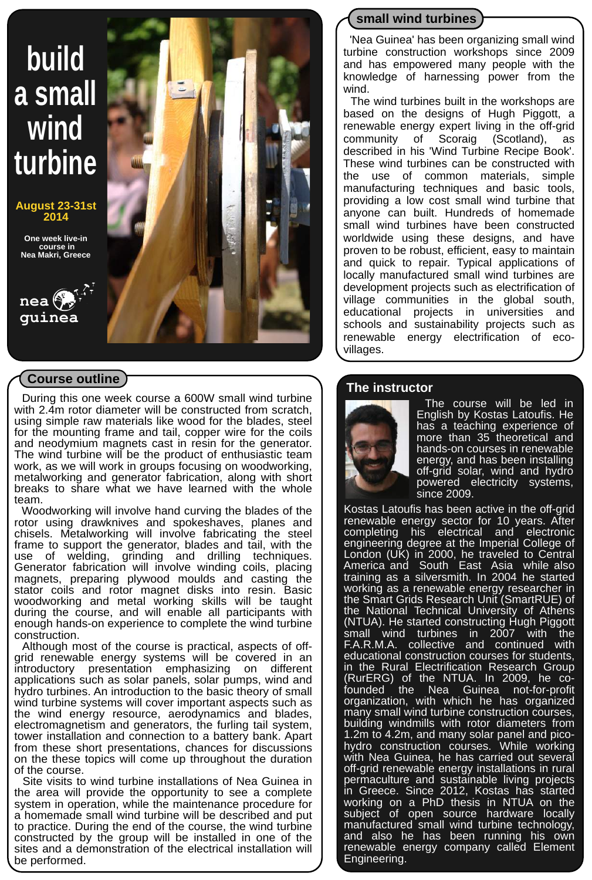# build a small wind turbine

**August 23-31st 2014**

**One week live-in course in Nea Makri, Greece**

nea guinea

## small wind turbines

'Nea Guinea' has been organizing small wind turbine construction workshops since 2009 and has empowered many people with the knowledge of harnessing power from the wind.

The wind turbines built in the workshops are based on the designs of Hugh Piggott, a renewable energy expert living in the off-grid community of Scoraig (Scotland), as described in his 'Wind Turbine Recipe Book'. These wind turbines can be constructed with the use of common materials, simple manufacturing techniques and basic tools, providing a low cost small wind turbine that anyone can built. Hundreds of homemade small wind turbines have been constructed worldwide using these designs, and have proven to be robust, efficient, easy to maintain and quick to repair. Typical applications of locally manufactured small wind turbines are development projects such as electrification of village communities in the global south, educational projects in universities and schools and sustainability projects such as renewable energy electrification of eco-villages.

## Course outline

During this one week course a 600W small wind turbine with 2.4m rotor diameter will be constructed from scratch, using simple raw materials like wood for the blades, steel for the mounting frame and tail, copper wire for the coils and neodymium magnets cast in resin for the generator. The wind turbine will be the product of enthusiastic team work, as we will work in groups focusing on woodworking, metalworking and generator fabrication, along with short breaks to share what we have learned with the whole team.

Woodworking will involve hand curving the blades of the rotor using drawknives and spokeshaves, planes and chisels. Metalworking will involve fabricating the steel frame to support the generator, blades and tail, with the use of welding, grinding and drilling techniques. Generator fabrication will involve winding coils, placing magnets, preparing plywood moulds and casting the stator coils and rotor magnet disks into resin. Basic woodworking and metal working skills will be taught during the course, and will enable all participants with enough hands-on experience to complete the wind turbine construction.

Although most of the course is practical, aspects of off-grid renewable energy systems will be covered in an introductory presentation emphasizing on different applications such as solar panels, solar pumps, wind and hydro turbines. An introduction to the basic theory of small wind turbine systems will cover important aspects such as the wind energy resource, aerodynamics and blades, electromagnetism and generators, the furling tail system, tower installation and connection to a battery bank. Apart from these short presentations, chances for discussions on the these topics will come up throughout the duration of the course.

Site visits to wind turbine installations of Nea Guinea in the area will provide the opportunity to see a complete system in operation, while the maintenance procedure for a homemade small wind turbine will be described and put to practice. During the end of the course, the wind turbine constructed by the group will be installed in one of the sites and a demonstration of the electrical installation will be performed.

## The instructor

The course will be led in English by Kostas Latoufis. He has a teaching experience of more than 35 theoretical and hands-on courses in renewable energy, and has been installing off-grid solar, wind and hydro powered electricity systems, since 2009.

Kostas Latoufis has been active in the off-grid renewable energy sector for 10 years. After completing his electrical and electronic engineering degree at the Imperial College of London (UK) in 2000, he traveled to Central America and South East Asia while also training as a silversmith. In 2004 he started working as a renewable energy researcher in the Smart Grids Research Unit (SmartRUE) of the National Technical University of Athens (NTUA). He started constructing Hugh Piggott small wind turbines in 2007 with the F.A.R.M.A. collective and continued with educational construction courses for students, in the Rural Electrification Research Group (RurERG) of the NTUA. In 2009, he co-founded the Nea Guinea not-for-profit organization, with which he has organized many small wind turbine construction courses, building windmills with rotor diameters from 1.2m to 4.2m, and many solar panel and pico-hydro construction courses. While working with Nea Guinea, he has carried out several off-grid renewable energy installations in rural permaculture and sustainable living projects in Greece. Since 2012, Kostas has started working on a PhD thesis in NTUA on the subject of open source hardware locally manufactured small wind turbine technology, and also he has been running his own renewable energy company called Element Engineering.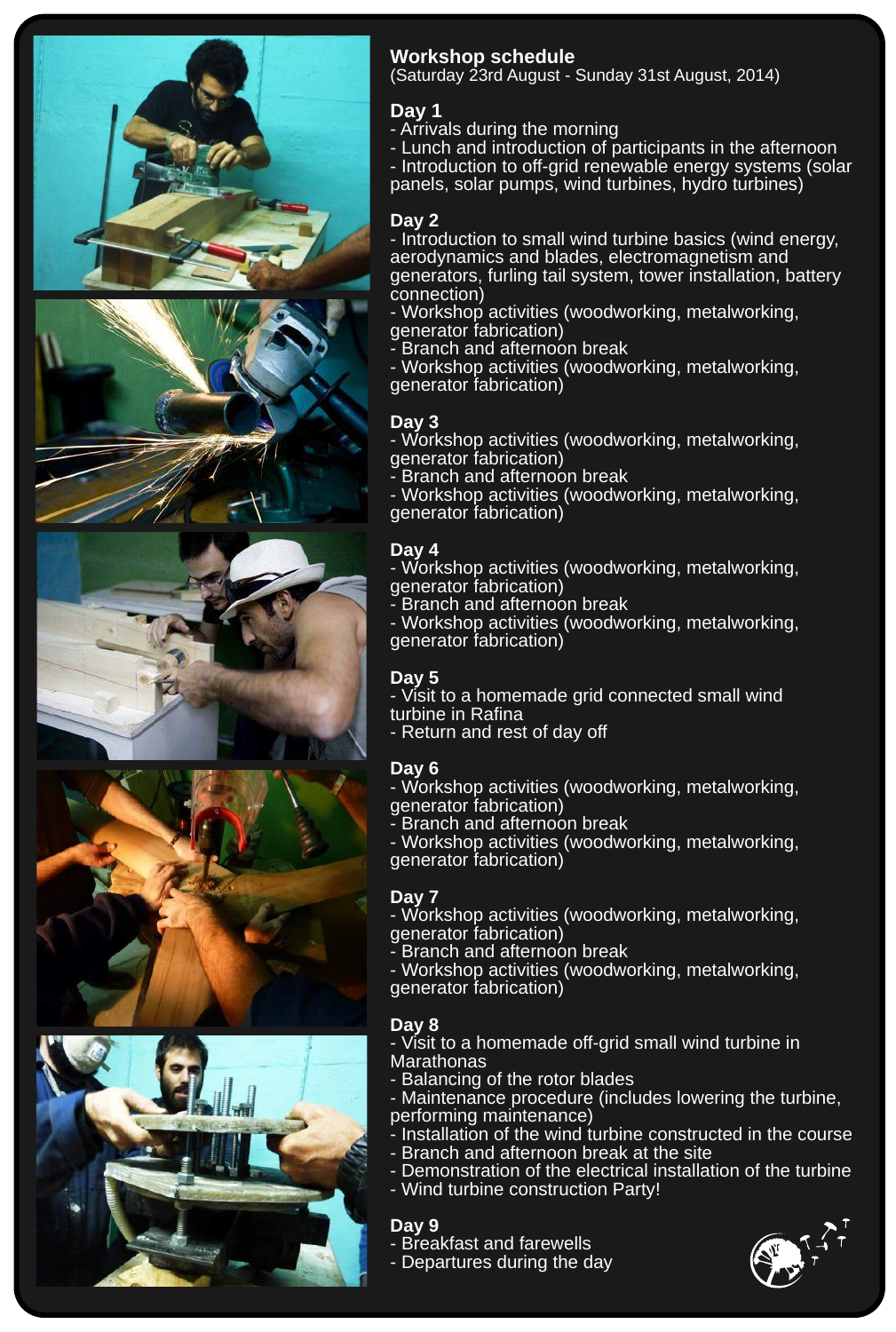## Workshop schedule

(Saturday 23rd August - Sunday 31st August, 2014)

### Day 1

- Arrivals during the morning
- Lunch and introduction of participants in the afternoon
- Introduction to off-grid renewable energy systems (solar panels, solar pumps, wind turbines, hydro turbines)

### Day 2

- Introduction to small wind turbine basics (wind energy, aerodynamics and blades, electromagnetism and generators, furling tail system, tower installation, battery connection)
- Workshop activities (woodworking, metalworking, generator fabrication)
- Branch and afternoon break
- Workshop activities (woodworking, metalworking, generator fabrication)

### Day 3

- Workshop activities (woodworking, metalworking, generator fabrication)
- Branch and afternoon break
- Workshop activities (woodworking, metalworking, generator fabrication)

### Day 4

- Workshop activities (woodworking, metalworking, generator fabrication)
- Branch and afternoon break
- Workshop activities (woodworking, metalworking, generator fabrication)

### Day 5

- Visit to a homemade grid connected small wind turbine in Rafina
- Return and rest of day off

### Day 6

- Workshop activities (woodworking, metalworking, generator fabrication)
- Branch and afternoon break
- Workshop activities (woodworking, metalworking, generator fabrication)

### Day 7

- Workshop activities (woodworking, metalworking, generator fabrication)
- Branch and afternoon break
- Workshop activities (woodworking, metalworking, generator fabrication)

### Day 8

- Visit to a homemade off-grid small wind turbine in Marathonas
- Balancing of the rotor blades
- Maintenance procedure (includes lowering the turbine, performing maintenance)
- Installation of the wind turbine constructed in the course
- Branch and afternoon break at the site
- Demonstration of the electrical installation of the turbine
- Wind turbine construction Party!

### Day 9

- Breakfast and farewells
- Departures during the day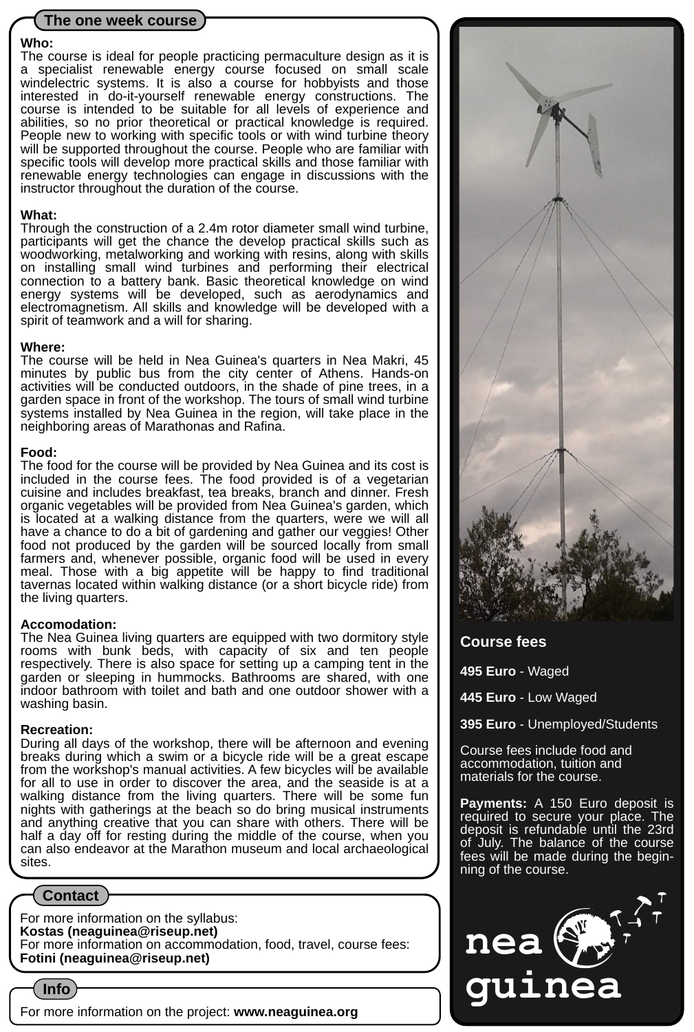## The one week course

**Who:**
The course is ideal for people practicing permaculture design as it is a specialist renewable energy course focused on small scale windelectric systems. It is also a course for hobbyists and those interested in do-it-yourself renewable energy constructions. The course is intended to be suitable for all levels of experience and abilities, so no prior theoretical or practical knowledge is required. People new to working with specific tools or with wind turbine theory will be supported throughout the course. People who are familiar with specific tools will develop more practical skills and those familiar with renewable energy technologies can engage in discussions with the instructor throughout the duration of the course.

**What:**
Through the construction of a 2.4m rotor diameter small wind turbine, participants will get the chance the develop practical skills such as woodworking, metalworking and working with resins, along with skills on installing small wind turbines and performing their electrical connection to a battery bank. Basic theoretical knowledge on wind energy systems will be developed, such as aerodynamics and electromagnetism. All skills and knowledge will be developed with a spirit of teamwork and a will for sharing.

**Where:**
The course will be held in Nea Guinea's quarters in Nea Makri, 45 minutes by public bus from the city center of Athens. Hands-on activities will be conducted outdoors, in the shade of pine trees, in a garden space in front of the workshop. The tours of small wind turbine systems installed by Nea Guinea in the region, will take place in the neighboring areas of Marathonas and Rafina.

**Food:**
The food for the course will be provided by Nea Guinea and its cost is included in the course fees. The food provided is of a vegetarian cuisine and includes breakfast, tea breaks, branch and dinner. Fresh organic vegetables will be provided from Nea Guinea's garden, which is located at a walking distance from the quarters, were we will all have a chance to do a bit of gardening and gather our veggies! Other food not produced by the garden will be sourced locally from small farmers and, whenever possible, organic food will be used in every meal. Those with a big appetite will be happy to find traditional tavernas located within walking distance (or a short bicycle ride) from the living quarters.

**Accomodation:**
The Nea Guinea living quarters are equipped with two dormitory style rooms with bunk beds, with capacity of six and ten people respectively. There is also space for setting up a camping tent in the garden or sleeping in hummocks. Bathrooms are shared, with one indoor bathroom with toilet and bath and one outdoor shower with a washing basin.

**Recreation:**
During all days of the workshop, there will be afternoon and evening breaks during which a swim or a bicycle ride will be a great escape from the workshop's manual activities. A few bicycles will be available for all to use in order to discover the area, and the seaside is at a walking distance from the living quarters. There will be some fun nights with gatherings at the beach so do bring musical instruments and anything creative that you can share with others. There will be half a day off for resting during the middle of the course, when you can also endeavor at the Marathon museum and local archaeological sites.

## Course fees

**495 Euro** - Waged

**445 Euro** - Low Waged

**395 Euro** - Unemployed/Students

Course fees include food and accommodation, tuition and materials for the course.

**Payments:** A 150 Euro deposit is required to secure your place. The deposit is refundable until the 23rd of July. The balance of the course fees will be made during the beginning of the course.

## Contact

For more information on the syllabus:
**Kostas (neaguinea@riseup.net)**
For more information on accommodation, food, travel, course fees:
**Fotini (neaguinea@riseup.net)**

## Info

For more information on the project: **www.neaguinea.org**

nea guinea